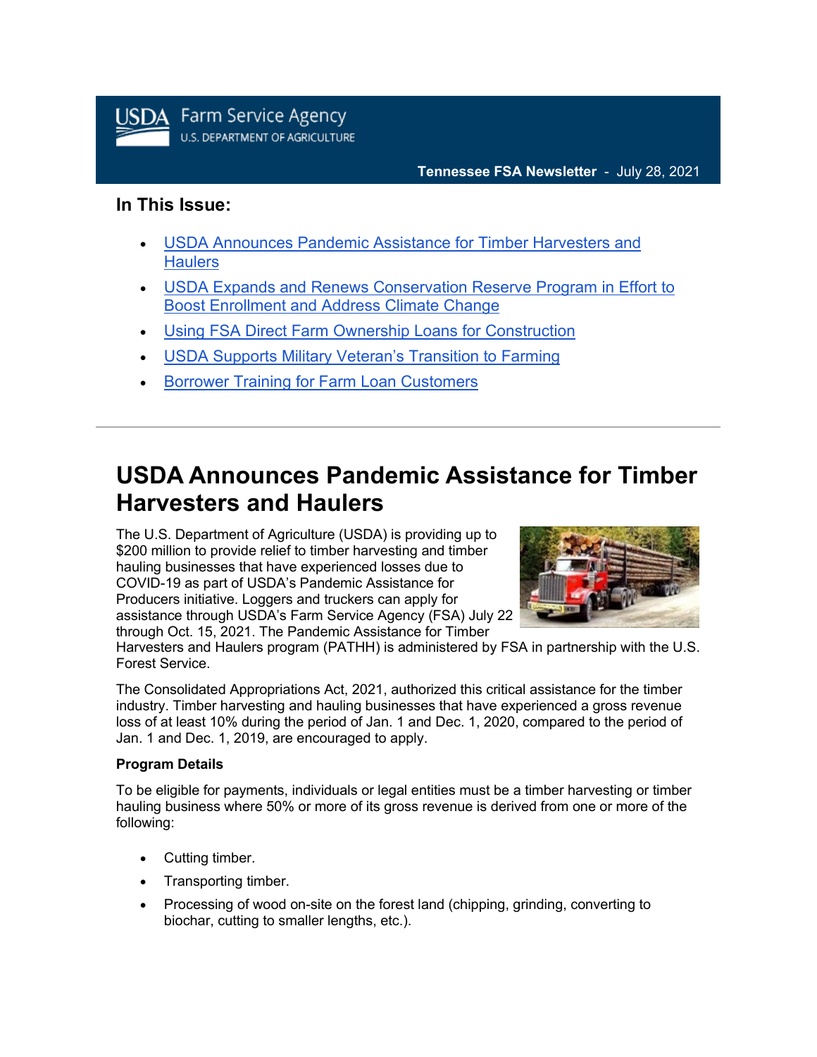USDA Farm Service Agency
U.S. DEPARTMENT OF AGRICULTURE

**Tennessee FSA Newsletter** - July 28, 2021

### In This Issue:

- USDA Announces Pandemic Assistance for Timber Harvesters and Haulers
- USDA Expands and Renews Conservation Reserve Program in Effort to Boost Enrollment and Address Climate Change
- Using FSA Direct Farm Ownership Loans for Construction
- USDA Supports Military Veteran's Transition to Farming
- Borrower Training for Farm Loan Customers

---

# USDA Announces Pandemic Assistance for Timber Harvesters and Haulers

The U.S. Department of Agriculture (USDA) is providing up to $200 million to provide relief to timber harvesting and timber hauling businesses that have experienced losses due to COVID-19 as part of USDA's Pandemic Assistance for Producers initiative. Loggers and truckers can apply for assistance through USDA's Farm Service Agency (FSA) July 22 through Oct. 15, 2021. The Pandemic Assistance for Timber Harvesters and Haulers program (PATHH) is administered by FSA in partnership with the U.S. Forest Service.

The Consolidated Appropriations Act, 2021, authorized this critical assistance for the timber industry. Timber harvesting and hauling businesses that have experienced a gross revenue loss of at least 10% during the period of Jan. 1 and Dec. 1, 2020, compared to the period of Jan. 1 and Dec. 1, 2019, are encouraged to apply.

**Program Details**

To be eligible for payments, individuals or legal entities must be a timber harvesting or timber hauling business where 50% or more of its gross revenue is derived from one or more of the following:

- Cutting timber.
- Transporting timber.
- Processing of wood on-site on the forest land (chipping, grinding, converting to biochar, cutting to smaller lengths, etc.).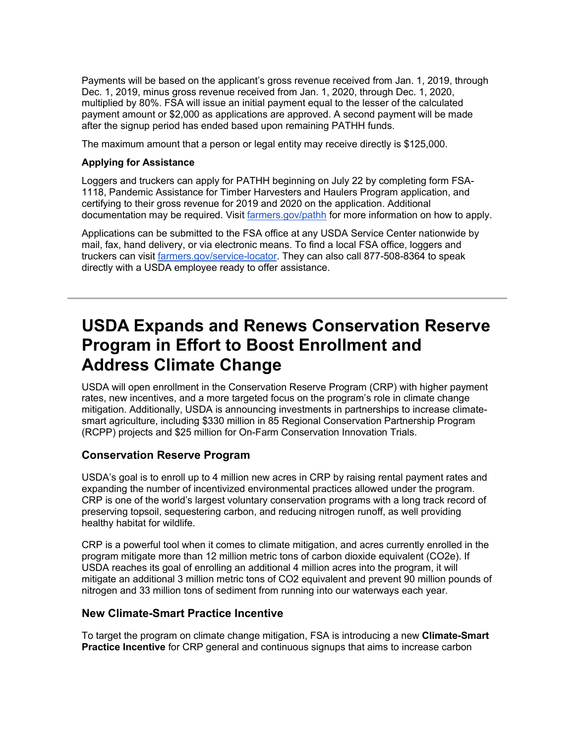Payments will be based on the applicant's gross revenue received from Jan. 1, 2019, through Dec. 1, 2019, minus gross revenue received from Jan. 1, 2020, through Dec. 1, 2020, multiplied by 80%. FSA will issue an initial payment equal to the lesser of the calculated payment amount or $2,000 as applications are approved. A second payment will be made after the signup period has ended based upon remaining PATHH funds.

The maximum amount that a person or legal entity may receive directly is $125,000.

**Applying for Assistance**

Loggers and truckers can apply for PATHH beginning on July 22 by completing form FSA-1118, Pandemic Assistance for Timber Harvesters and Haulers Program application, and certifying to their gross revenue for 2019 and 2020 on the application. Additional documentation may be required. Visit [farmers.gov/pathh](farmers.gov/pathh) for more information on how to apply.

Applications can be submitted to the FSA office at any USDA Service Center nationwide by mail, fax, hand delivery, or via electronic means. To find a local FSA office, loggers and truckers can visit [farmers.gov/service-locator](farmers.gov/service-locator). They can also call 877-508-8364 to speak directly with a USDA employee ready to offer assistance.

---

# USDA Expands and Renews Conservation Reserve Program in Effort to Boost Enrollment and Address Climate Change

USDA will open enrollment in the Conservation Reserve Program (CRP) with higher payment rates, new incentives, and a more targeted focus on the program's role in climate change mitigation. Additionally, USDA is announcing investments in partnerships to increase climate-smart agriculture, including $330 million in 85 Regional Conservation Partnership Program (RCPP) projects and $25 million for On-Farm Conservation Innovation Trials.

## Conservation Reserve Program

USDA's goal is to enroll up to 4 million new acres in CRP by raising rental payment rates and expanding the number of incentivized environmental practices allowed under the program. CRP is one of the world's largest voluntary conservation programs with a long track record of preserving topsoil, sequestering carbon, and reducing nitrogen runoff, as well providing healthy habitat for wildlife.

CRP is a powerful tool when it comes to climate mitigation, and acres currently enrolled in the program mitigate more than 12 million metric tons of carbon dioxide equivalent ($CO_2e$). If USDA reaches its goal of enrolling an additional 4 million acres into the program, it will mitigate an additional 3 million metric tons of $CO_2$ equivalent and prevent 90 million pounds of nitrogen and 33 million tons of sediment from running into our waterways each year.

## New Climate-Smart Practice Incentive

To target the program on climate change mitigation, FSA is introducing a new **Climate-Smart Practice Incentive** for CRP general and continuous signups that aims to increase carbon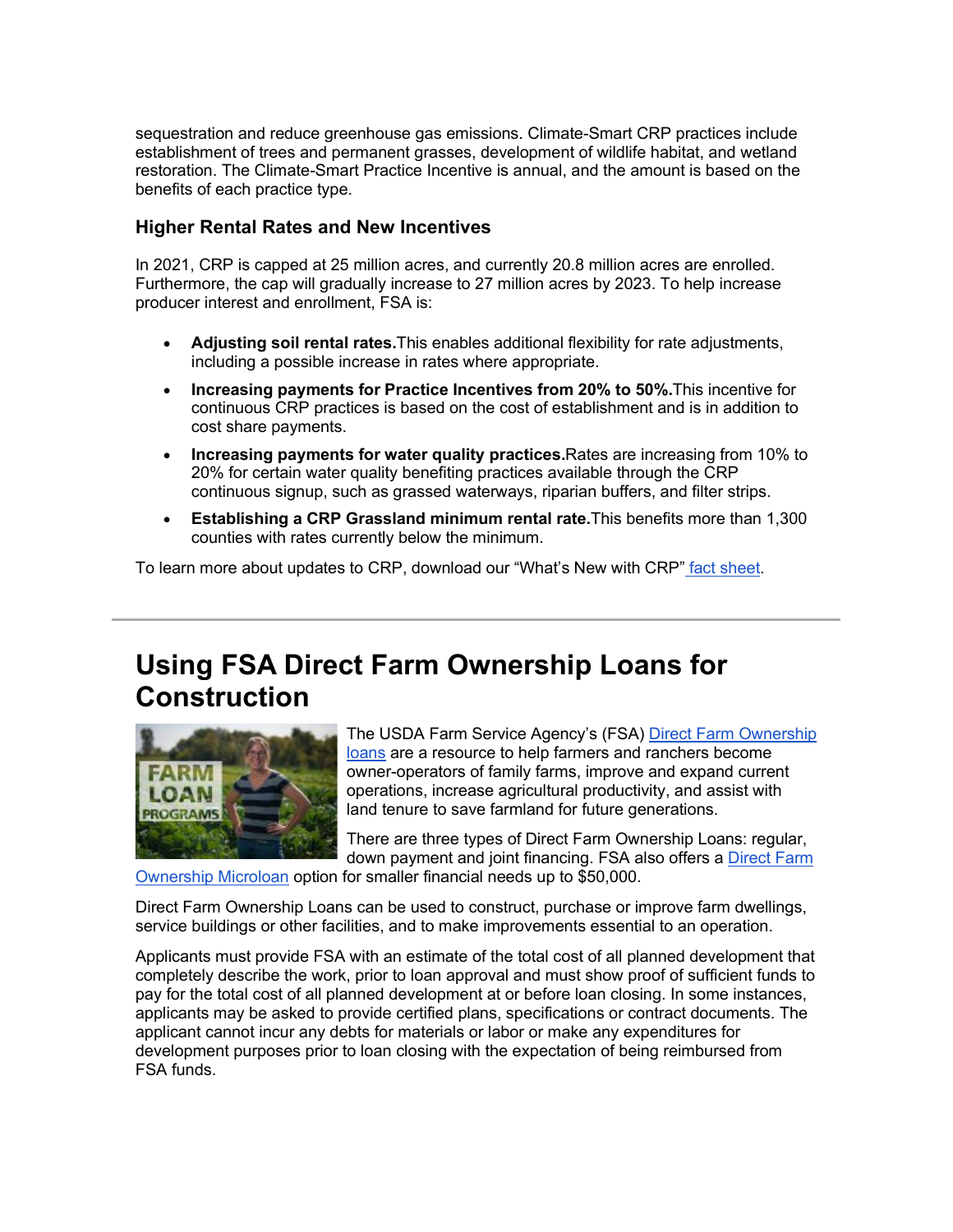sequestration and reduce greenhouse gas emissions. Climate-Smart CRP practices include establishment of trees and permanent grasses, development of wildlife habitat, and wetland restoration. The Climate-Smart Practice Incentive is annual, and the amount is based on the benefits of each practice type.

### Higher Rental Rates and New Incentives

In 2021, CRP is capped at 25 million acres, and currently 20.8 million acres are enrolled. Furthermore, the cap will gradually increase to 27 million acres by 2023. To help increase producer interest and enrollment, FSA is:

- **Adjusting soil rental rates.**This enables additional flexibility for rate adjustments, including a possible increase in rates where appropriate.
- **Increasing payments for Practice Incentives from 20% to 50%.**This incentive for continuous CRP practices is based on the cost of establishment and is in addition to cost share payments.
- **Increasing payments for water quality practices.**Rates are increasing from 10% to 20% for certain water quality benefiting practices available through the CRP continuous signup, such as grassed waterways, riparian buffers, and filter strips.
- **Establishing a CRP Grassland minimum rental rate.**This benefits more than 1,300 counties with rates currently below the minimum.

To learn more about updates to CRP, download our "What's New with CRP" fact sheet.

---

# Using FSA Direct Farm Ownership Loans for Construction

The USDA Farm Service Agency's (FSA) Direct Farm Ownership loans are a resource to help farmers and ranchers become owner-operators of family farms, improve and expand current operations, increase agricultural productivity, and assist with land tenure to save farmland for future generations.

There are three types of Direct Farm Ownership Loans: regular, down payment and joint financing. FSA also offers a Direct Farm Ownership Microloan option for smaller financial needs up to $50,000.

Direct Farm Ownership Loans can be used to construct, purchase or improve farm dwellings, service buildings or other facilities, and to make improvements essential to an operation.

Applicants must provide FSA with an estimate of the total cost of all planned development that completely describe the work, prior to loan approval and must show proof of sufficient funds to pay for the total cost of all planned development at or before loan closing. In some instances, applicants may be asked to provide certified plans, specifications or contract documents. The applicant cannot incur any debts for materials or labor or make any expenditures for development purposes prior to loan closing with the expectation of being reimbursed from FSA funds.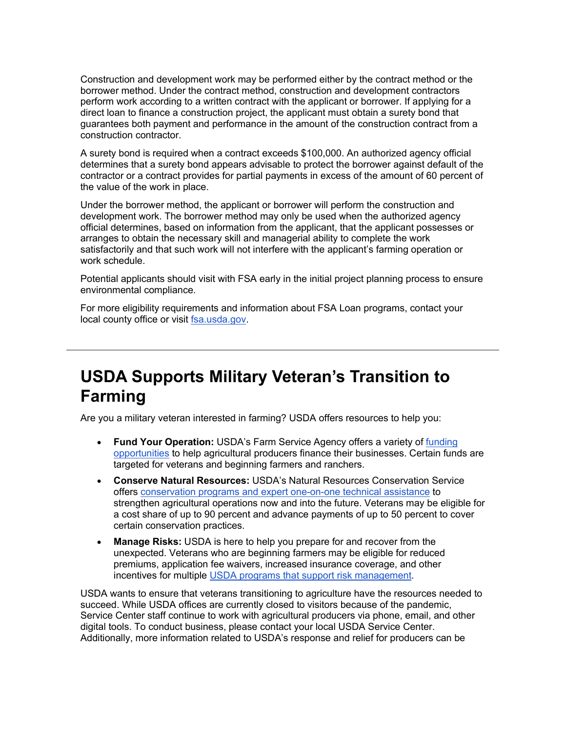Construction and development work may be performed either by the contract method or the borrower method. Under the contract method, construction and development contractors perform work according to a written contract with the applicant or borrower. If applying for a direct loan to finance a construction project, the applicant must obtain a surety bond that guarantees both payment and performance in the amount of the construction contract from a construction contractor.

A surety bond is required when a contract exceeds $100,000. An authorized agency official determines that a surety bond appears advisable to protect the borrower against default of the contractor or a contract provides for partial payments in excess of the amount of 60 percent of the value of the work in place.

Under the borrower method, the applicant or borrower will perform the construction and development work. The borrower method may only be used when the authorized agency official determines, based on information from the applicant, that the applicant possesses or arranges to obtain the necessary skill and managerial ability to complete the work satisfactorily and that such work will not interfere with the applicant's farming operation or work schedule.

Potential applicants should visit with FSA early in the initial project planning process to ensure environmental compliance.

For more eligibility requirements and information about FSA Loan programs, contact your local county office or visit [fsa.usda.gov](fsa.usda.gov).

---

# USDA Supports Military Veteran's Transition to Farming

Are you a military veteran interested in farming? USDA offers resources to help you:

- **Fund Your Operation:** USDA's Farm Service Agency offers a variety of funding opportunities to help agricultural producers finance their businesses. Certain funds are targeted for veterans and beginning farmers and ranchers.
- **Conserve Natural Resources:** USDA's Natural Resources Conservation Service offers conservation programs and expert one-on-one technical assistance to strengthen agricultural operations now and into the future. Veterans may be eligible for a cost share of up to 90 percent and advance payments of up to 50 percent to cover certain conservation practices.
- **Manage Risks:** USDA is here to help you prepare for and recover from the unexpected. Veterans who are beginning farmers may be eligible for reduced premiums, application fee waivers, increased insurance coverage, and other incentives for multiple USDA programs that support risk management.

USDA wants to ensure that veterans transitioning to agriculture have the resources needed to succeed. While USDA offices are currently closed to visitors because of the pandemic, Service Center staff continue to work with agricultural producers via phone, email, and other digital tools. To conduct business, please contact your local USDA Service Center. Additionally, more information related to USDA's response and relief for producers can be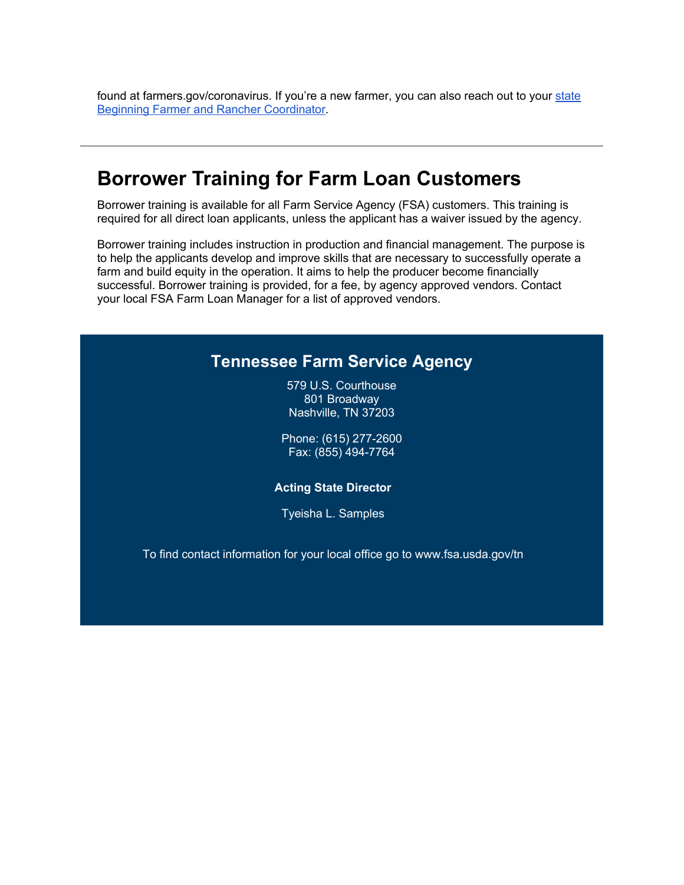found at farmers.gov/coronavirus. If you're a new farmer, you can also reach out to your [state Beginning Farmer and Rancher Coordinator](#).

---

# Borrower Training for Farm Loan Customers

Borrower training is available for all Farm Service Agency (FSA) customers. This training is required for all direct loan applicants, unless the applicant has a waiver issued by the agency.

Borrower training includes instruction in production and financial management. The purpose is to help the applicants develop and improve skills that are necessary to successfully operate a farm and build equity in the operation. It aims to help the producer become financially successful. Borrower training is provided, for a fee, by agency approved vendors. Contact your local FSA Farm Loan Manager for a list of approved vendors.

## Tennessee Farm Service Agency

579 U.S. Courthouse
801 Broadway
Nashville, TN 37203

Phone: (615) 277-2600
Fax: (855) 494-7764

**Acting State Director**

Tyeisha L. Samples

To find contact information for your local office go to www.fsa.usda.gov/tn